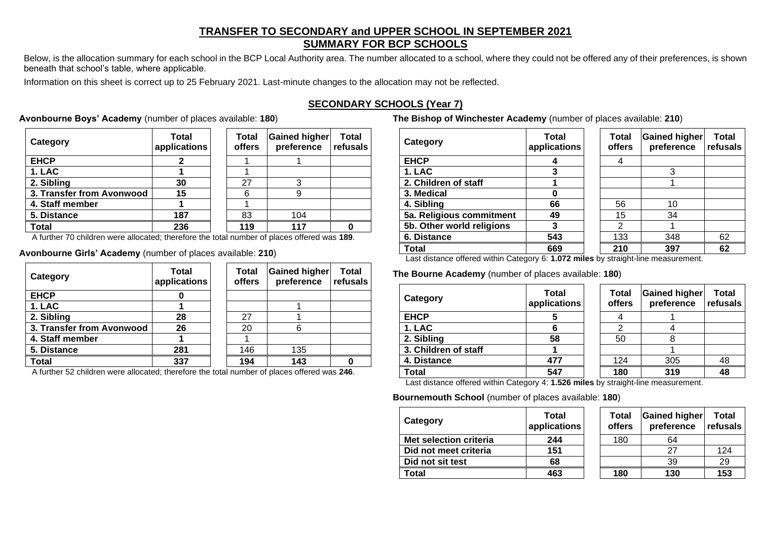# TRANSFER TO SECONDARY and UPPER SCHOOL IN SEPTEMBER 2021

## SUMMARY FOR BCP SCHOOLS

Below, is the allocation summary for each school in the BCP Local Authority area. The number allocated to a school, where they could not be offered any of their preferences, is shown beneath that school's table, where applicable.

Information on this sheet is correct up to 25 February 2021. Last-minute changes to the allocation may not be reflected.

## SECONDARY SCHOOLS (Year 7)

**Avonbourne Boys' Academy** (number of places available: **180**)

| Category | Total applications | Total offers | Gained higher preference | Total refusals |
|---|---|---|---|---|
| **EHCP** | **2** | 1 | 1 | |
| **1. LAC** | **1** | 1 | | |
| **2. Sibling** | **30** | 27 | 3 | |
| **3. Transfer from Avonwood** | **15** | 6 | 9 | |
| **4. Staff member** | **1** | 1 | | |
| **5. Distance** | **187** | 83 | 104 | |
| **Total** | **236** | **119** | **117** | **0** |

A further 70 children were allocated; therefore the total number of places offered was **189**.

**Avonbourne Girls' Academy** (number of places available: **210**)

| Category | Total applications | Total offers | Gained higher preference | Total refusals |
|---|---|---|---|---|
| **EHCP** | **0** | | | |
| **1. LAC** | **1** | | 1 | |
| **2. Sibling** | **28** | 27 | 1 | |
| **3. Transfer from Avonwood** | **26** | 20 | 6 | |
| **4. Staff member** | **1** | 1 | | |
| **5. Distance** | **281** | 146 | 135 | |
| **Total** | **337** | **194** | **143** | **0** |

A further 52 children were allocated; therefore the total number of places offered was **246**.

**The Bishop of Winchester Academy** (number of places available: **210**)

| Category | Total applications | Total offers | Gained higher preference | Total refusals |
|---|---|---|---|---|
| **EHCP** | **4** | 4 | | |
| **1. LAC** | **3** | | 3 | |
| **2. Children of staff** | **1** | | 1 | |
| **3. Medical** | **0** | | | |
| **4. Sibling** | **66** | 56 | 10 | |
| **5a. Religious commitment** | **49** | 15 | 34 | |
| **5b. Other world religions** | **3** | 2 | 1 | |
| **6. Distance** | **543** | 133 | 348 | 62 |
| **Total** | **669** | **210** | **397** | **62** |

Last distance offered within Category 6: **1.072 miles** by straight-line measurement.

**The Bourne Academy** (number of places available: **180**)

| Category | Total applications | Total offers | Gained higher preference | Total refusals |
|---|---|---|---|---|
| **EHCP** | **5** | 4 | 1 | |
| **1. LAC** | **6** | 2 | 4 | |
| **2. Sibling** | **58** | 50 | 8 | |
| **3. Children of staff** | **1** | | 1 | |
| **4. Distance** | **477** | 124 | 305 | 48 |
| **Total** | **547** | **180** | **319** | **48** |

Last distance offered within Category 4: **1.526 miles** by straight-line measurement.

**Bournemouth School** (number of places available: **180**)

| Category | Total applications | Total offers | Gained higher preference | Total refusals |
|---|---|---|---|---|
| **Met selection criteria** | **244** | 180 | 64 | |
| **Did not meet criteria** | **151** | | 27 | 124 |
| **Did not sit test** | **68** | | 39 | 29 |
| **Total** | **463** | **180** | **130** | **153** |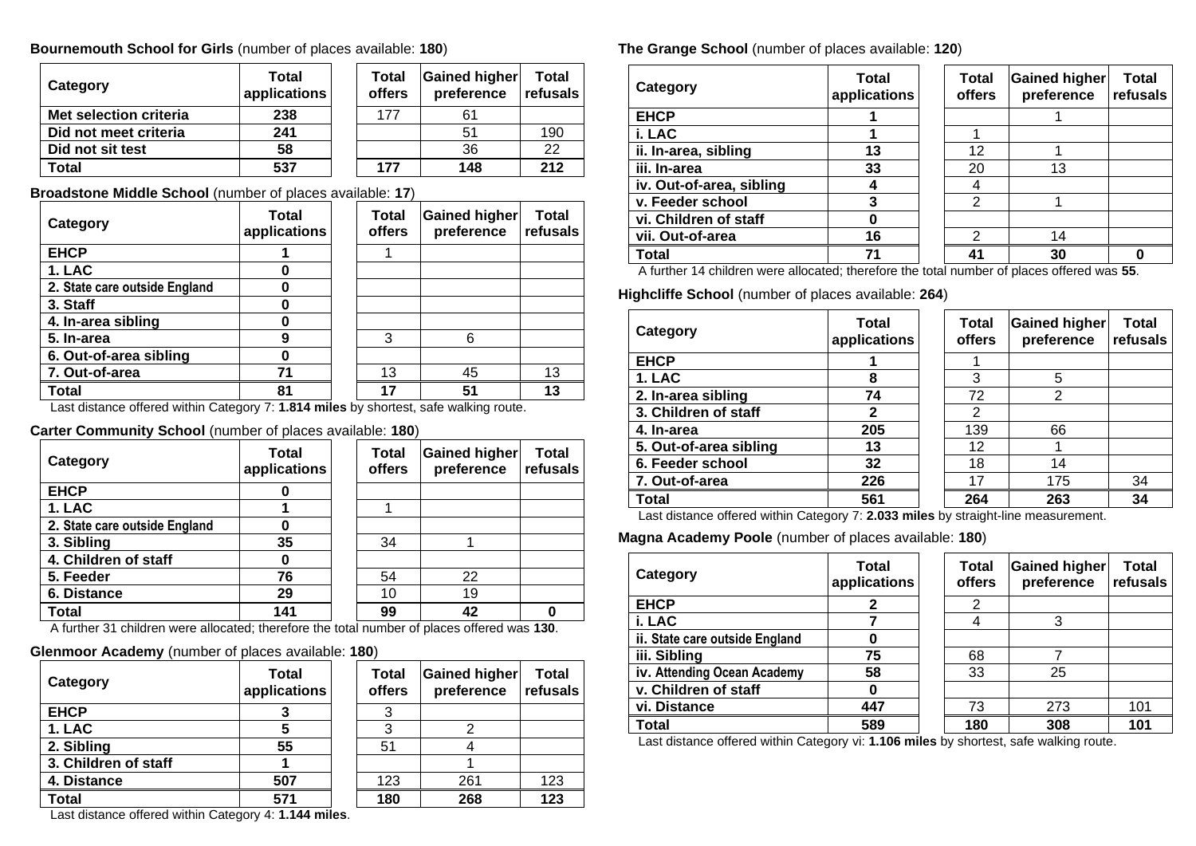**Bournemouth School for Girls** (number of places available: **180**)

| Category | Total applications | Total offers | Gained higher preference | Total refusals |
|---|---|---|---|---|
| **Met selection criteria** | **238** | 177 | 61 | |
| **Did not meet criteria** | **241** | | 51 | 190 |
| **Did not sit test** | **58** | | 36 | 22 |
| **Total** | **537** | **177** | **148** | **212** |

**Broadstone Middle School** (number of places available: **17**)

| Category | Total applications | Total offers | Gained higher preference | Total refusals |
|---|---|---|---|---|
| **EHCP** | **1** | 1 | | |
| **1. LAC** | **0** | | | |
| **2. State care outside England** | **0** | | | |
| **3. Staff** | **0** | | | |
| **4. In-area sibling** | **0** | | | |
| **5. In-area** | **9** | 3 | 6 | |
| **6. Out-of-area sibling** | **0** | | | |
| **7. Out-of-area** | **71** | 13 | 45 | 13 |
| **Total** | **81** | **17** | **51** | **13** |

Last distance offered within Category 7: **1.814 miles** by shortest, safe walking route.

**Carter Community School** (number of places available: **180**)

| Category | Total applications | Total offers | Gained higher preference | Total refusals |
|---|---|---|---|---|
| **EHCP** | **0** | | | |
| **1. LAC** | **1** | 1 | | |
| **2. State care outside England** | **0** | | | |
| **3. Sibling** | **35** | 34 | 1 | |
| **4. Children of staff** | **0** | | | |
| **5. Feeder** | **76** | 54 | 22 | |
| **6. Distance** | **29** | 10 | 19 | |
| **Total** | **141** | **99** | **42** | **0** |

A further 31 children were allocated; therefore the total number of places offered was **130**.

**Glenmoor Academy** (number of places available: **180**)

| Category | Total applications | Total offers | Gained higher preference | Total refusals |
|---|---|---|---|---|
| **EHCP** | **3** | 3 | | |
| **1. LAC** | **5** | 3 | 2 | |
| **2. Sibling** | **55** | 51 | 4 | |
| **3. Children of staff** | **1** | | 1 | |
| **4. Distance** | **507** | 123 | 261 | 123 |
| **Total** | **571** | **180** | **268** | **123** |

Last distance offered within Category 4: **1.144 miles**.

**The Grange School** (number of places available: **120**)

| Category | Total applications | Total offers | Gained higher preference | Total refusals |
|---|---|---|---|---|
| **EHCP** | **1** | | 1 | |
| **i. LAC** | **1** | 1 | | |
| **ii. In-area, sibling** | **13** | 12 | 1 | |
| **iii. In-area** | **33** | 20 | 13 | |
| **iv. Out-of-area, sibling** | **4** | 4 | | |
| **v. Feeder school** | **3** | 2 | 1 | |
| **vi. Children of staff** | **0** | | | |
| **vii. Out-of-area** | **16** | 2 | 14 | |
| **Total** | **71** | **41** | **30** | **0** |

A further 14 children were allocated; therefore the total number of places offered was **55**.

**Highcliffe School** (number of places available: **264**)

| Category | Total applications | Total offers | Gained higher preference | Total refusals |
|---|---|---|---|---|
| **EHCP** | **1** | 1 | | |
| **1. LAC** | **8** | 3 | 5 | |
| **2. In-area sibling** | **74** | 72 | 2 | |
| **3. Children of staff** | **2** | 2 | | |
| **4. In-area** | **205** | 139 | 66 | |
| **5. Out-of-area sibling** | **13** | 12 | 1 | |
| **6. Feeder school** | **32** | 18 | 14 | |
| **7. Out-of-area** | **226** | 17 | 175 | 34 |
| **Total** | **561** | **264** | **263** | **34** |

Last distance offered within Category 7: **2.033 miles** by straight-line measurement.

**Magna Academy Poole** (number of places available: **180**)

| Category | Total applications | Total offers | Gained higher preference | Total refusals |
|---|---|---|---|---|
| **EHCP** | **2** | 2 | | |
| **i. LAC** | **7** | 4 | 3 | |
| **ii. State care outside England** | **0** | | | |
| **iii. Sibling** | **75** | 68 | 7 | |
| **iv. Attending Ocean Academy** | **58** | 33 | 25 | |
| **v. Children of staff** | **0** | | | |
| **vi. Distance** | **447** | 73 | 273 | 101 |
| **Total** | **589** | **180** | **308** | **101** |

Last distance offered within Category vi: **1.106 miles** by shortest, safe walking route.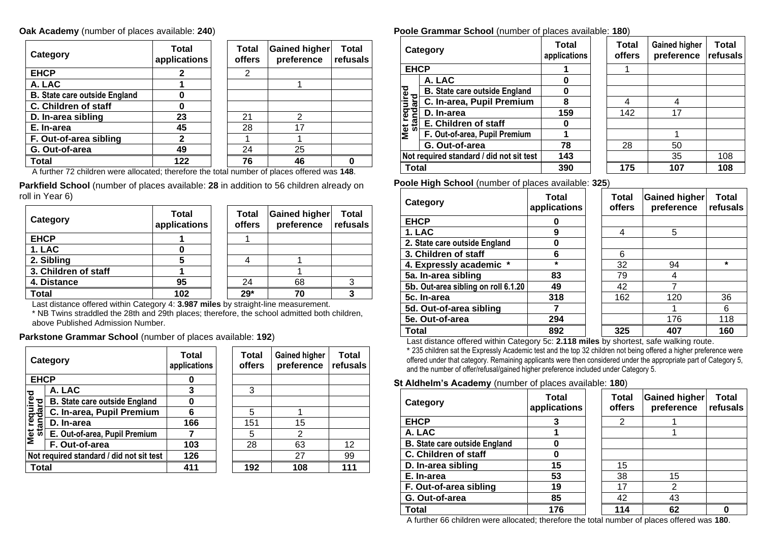**Oak Academy** (number of places available: **240**)

| Category | Total applications | Total offers | Gained higher preference | Total refusals |
|---|---|---|---|---|
| **EHCP** | **2** | 2 | | |
| **A. LAC** | **1** | | 1 | |
| **B. State care outside England** | **0** | | | |
| **C. Children of staff** | **0** | | | |
| **D. In-area sibling** | **23** | 21 | 2 | |
| **E. In-area** | **45** | 28 | 17 | |
| **F. Out-of-area sibling** | **2** | 1 | 1 | |
| **G. Out-of-area** | **49** | 24 | 25 | |
| **Total** | **122** | **76** | **46** | **0** |

A further 72 children were allocated; therefore the total number of places offered was **148**.

**Parkfield School** (number of places available: **28** in addition to 56 children already on roll in Year 6)

| Category | Total applications | Total offers | Gained higher preference | Total refusals |
|---|---|---|---|---|
| **EHCP** | **1** | 1 | | |
| **1. LAC** | **0** | | | |
| **2. Sibling** | **5** | 4 | 1 | |
| **3. Children of staff** | **1** | | 1 | |
| **4. Distance** | **95** | 24 | 68 | 3 |
| **Total** | **102** | **29*** | **70** | **3** |

Last distance offered within Category 4: **3.987 miles** by straight-line measurement.

* NB Twins straddled the 28th and 29th places; therefore, the school admitted both children, above Published Admission Number.

**Parkstone Grammar School** (number of places available: **192**)

| Category | | Total applications | Total offers | Gained higher preference | Total refusals |
|---|---|---|---|---|---|
| **EHCP** | | **0** | | | |
| Met required standard | **A. LAC** | **3** | 3 | | |
| | **B. State care outside England** | **0** | | | |
| | **C. In-area, Pupil Premium** | **6** | 5 | 1 | |
| | **D. In-area** | **166** | 151 | 15 | |
| | **E. Out-of-area, Pupil Premium** | **7** | 5 | 2 | |
| | **F. Out-of-area** | **103** | 28 | 63 | 12 |
| **Not required standard / did not sit test** | | **126** | | 27 | 99 |
| **Total** | | **411** | **192** | **108** | **111** |

**Poole Grammar School** (number of places available: **180**)

| Category | | Total applications | Total offers | Gained higher preference | Total refusals |
|---|---|---|---|---|---|
| **EHCP** | | **1** | 1 | | |
| Met required standard | **A. LAC** | **0** | | | |
| | **B. State care outside England** | **0** | | | |
| | **C. In-area, Pupil Premium** | **8** | 4 | 4 | |
| | **D. In-area** | **159** | 142 | 17 | |
| | **E. Children of staff** | **0** | | | |
| | **F. Out-of-area, Pupil Premium** | **1** | | 1 | |
| | **G. Out-of-area** | **78** | 28 | 50 | |
| **Not required standard / did not sit test** | | **143** | | 35 | 108 |
| **Total** | | **390** | **175** | **107** | **108** |

**Poole High School** (number of places available: **325**)

| Category | Total applications | Total offers | Gained higher preference | Total refusals |
|---|---|---|---|---|
| **EHCP** | **0** | | | |
| **1. LAC** | **9** | 4 | 5 | |
| **2. State care outside England** | **0** | | | |
| **3. Children of staff** | **6** | 6 | | |
| **4. Expressly academic *** | ***** | 32 | 94 | ***** |
| **5a. In-area sibling** | **83** | 79 | 4 | |
| **5b. Out-area sibling on roll 6.1.20** | **49** | 42 | 7 | |
| **5c. In-area** | **318** | 162 | 120 | 36 |
| **5d. Out-of-area sibling** | **7** | | 1 | 6 |
| **5e. Out-of-area** | **294** | | 176 | 118 |
| **Total** | **892** | **325** | **407** | **160** |

Last distance offered within Category 5c: **2.118 miles** by shortest, safe walking route.

* 235 children sat the Expressly Academic test and the top 32 children not being offered a higher preference were offered under that category. Remaining applicants were then considered under the appropriate part of Category 5, and the number of offer/refusal/gained higher preference included under Category 5.

**St Aldhelm's Academy** (number of places available: **180**)

| Category | Total applications | Total offers | Gained higher preference | Total refusals |
|---|---|---|---|---|
| **EHCP** | **3** | 2 | 1 | |
| **A. LAC** | **1** | | 1 | |
| **B. State care outside England** | **0** | | | |
| **C. Children of staff** | **0** | | | |
| **D. In-area sibling** | **15** | 15 | | |
| **E. In-area** | **53** | 38 | 15 | |
| **F. Out-of-area sibling** | **19** | 17 | 2 | |
| **G. Out-of-area** | **85** | 42 | 43 | |
| **Total** | **176** | **114** | **62** | **0** |

A further 66 children were allocated; therefore the total number of places offered was **180**.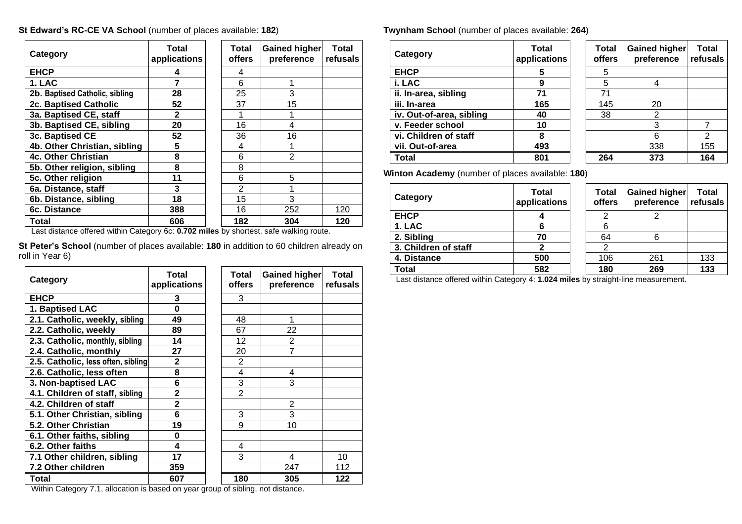**St Edward's RC-CE VA School** (number of places available: **182**)

| Category | Total applications | Total offers | Gained higher preference | Total refusals |
|---|---|---|---|---|
| **EHCP** | **4** | 4 | | |
| **1. LAC** | **7** | 6 | 1 | |
| **2b. Baptised Catholic, sibling** | **28** | 25 | 3 | |
| **2c. Baptised Catholic** | **52** | 37 | 15 | |
| **3a. Baptised CE, staff** | **2** | 1 | 1 | |
| **3b. Baptised CE, sibling** | **20** | 16 | 4 | |
| **3c. Baptised CE** | **52** | 36 | 16 | |
| **4b. Other Christian, sibling** | **5** | 4 | 1 | |
| **4c. Other Christian** | **8** | 6 | 2 | |
| **5b. Other religion, sibling** | **8** | 8 | | |
| **5c. Other religion** | **11** | 6 | 5 | |
| **6a. Distance, staff** | **3** | 2 | 1 | |
| **6b. Distance, sibling** | **18** | 15 | 3 | |
| **6c. Distance** | **388** | 16 | 252 | 120 |
| **Total** | **606** | **182** | **304** | **120** |

Last distance offered within Category 6c: **0.702 miles** by shortest, safe walking route.

**St Peter's School** (number of places available: **180** in addition to 60 children already on roll in Year 6)

| Category | Total applications | Total offers | Gained higher preference | Total refusals |
|---|---|---|---|---|
| **EHCP** | **3** | 3 | | |
| **1. Baptised LAC** | **0** | | | |
| **2.1. Catholic, weekly, sibling** | **49** | 48 | 1 | |
| **2.2. Catholic, weekly** | **89** | 67 | 22 | |
| **2.3. Catholic, monthly, sibling** | **14** | 12 | 2 | |
| **2.4. Catholic, monthly** | **27** | 20 | 7 | |
| **2.5. Catholic, less often, sibling** | **2** | 2 | | |
| **2.6. Catholic, less often** | **8** | 4 | 4 | |
| **3. Non-baptised LAC** | **6** | 3 | 3 | |
| **4.1. Children of staff, sibling** | **2** | 2 | | |
| **4.2. Children of staff** | **2** | | 2 | |
| **5.1. Other Christian, sibling** | **6** | 3 | 3 | |
| **5.2. Other Christian** | **19** | 9 | 10 | |
| **6.1. Other faiths, sibling** | **0** | | | |
| **6.2. Other faiths** | **4** | 4 | | |
| **7.1 Other children, sibling** | **17** | 3 | 4 | 10 |
| **7.2 Other children** | **359** | | 247 | 112 |
| **Total** | **607** | **180** | **305** | **122** |

Within Category 7.1, allocation is based on year group of sibling, not distance.

**Twynham School** (number of places available: **264**)

| Category | Total applications | Total offers | Gained higher preference | Total refusals |
|---|---|---|---|---|
| **EHCP** | **5** | 5 | | |
| **i. LAC** | **9** | 5 | 4 | |
| **ii. In-area, sibling** | **71** | 71 | | |
| **iii. In-area** | **165** | 145 | 20 | |
| **iv. Out-of-area, sibling** | **40** | 38 | 2 | |
| **v. Feeder school** | **10** | | 3 | 7 |
| **vi. Children of staff** | **8** | | 6 | 2 |
| **vii. Out-of-area** | **493** | | 338 | 155 |
| **Total** | **801** | **264** | **373** | **164** |

**Winton Academy** (number of places available: **180**)

| Category | Total applications | Total offers | Gained higher preference | Total refusals |
|---|---|---|---|---|
| **EHCP** | **4** | 2 | 2 | |
| **1. LAC** | **6** | 6 | | |
| **2. Sibling** | **70** | 64 | 6 | |
| **3. Children of staff** | **2** | 2 | | |
| **4. Distance** | **500** | 106 | 261 | 133 |
| **Total** | **582** | **180** | **269** | **133** |

Last distance offered within Category 4: **1.024 miles** by straight-line measurement.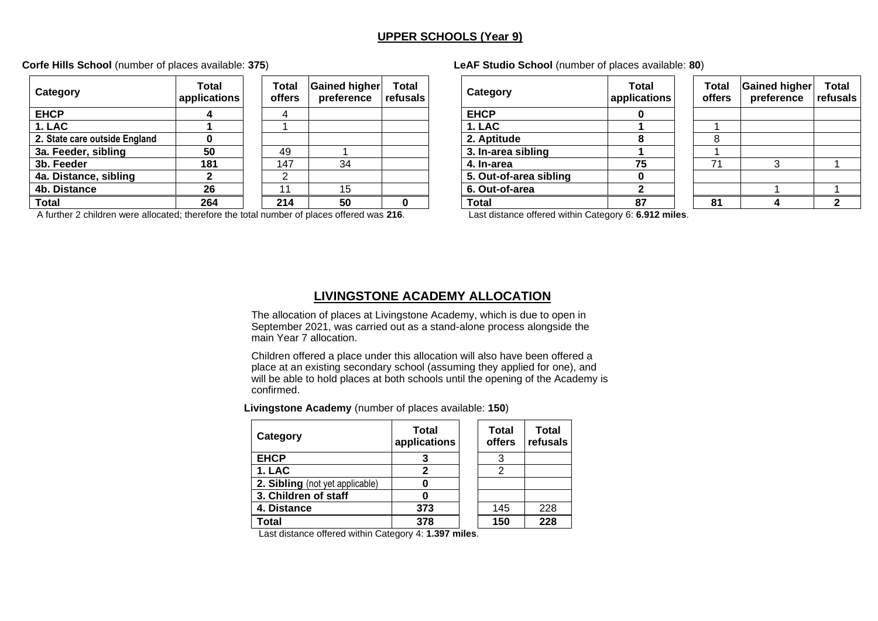## UPPER SCHOOLS (Year 9)

**Corfe Hills School** (number of places available: **375**)

| Category | Total applications | Total offers | Gained higher preference | Total refusals |
|---|---|---|---|---|
| **EHCP** | **4** | 4 | | |
| **1. LAC** | **1** | 1 | | |
| **2. State care outside England** | **0** | | | |
| **3a. Feeder, sibling** | **50** | 49 | 1 | |
| **3b. Feeder** | **181** | 147 | 34 | |
| **4a. Distance, sibling** | **2** | 2 | | |
| **4b. Distance** | **26** | 11 | 15 | |
| **Total** | **264** | **214** | **50** | **0** |

A further 2 children were allocated; therefore the total number of places offered was **216**.

**LeAF Studio School** (number of places available: **80**)

| Category | Total applications | Total offers | Gained higher preference | Total refusals |
|---|---|---|---|---|
| **EHCP** | **0** | | | |
| **1. LAC** | **1** | 1 | | |
| **2. Aptitude** | **8** | 8 | | |
| **3. In-area sibling** | **1** | 1 | | |
| **4. In-area** | **75** | 71 | 3 | 1 |
| **5. Out-of-area sibling** | **0** | | | |
| **6. Out-of-area** | **2** | | 1 | 1 |
| **Total** | **87** | **81** | **4** | **2** |

Last distance offered within Category 6: **6.912 miles**.

## LIVINGSTONE ACADEMY ALLOCATION

The allocation of places at Livingstone Academy, which is due to open in September 2021, was carried out as a stand-alone process alongside the main Year 7 allocation.

Children offered a place under this allocation will also have been offered a place at an existing secondary school (assuming they applied for one), and will be able to hold places at both schools until the opening of the Academy is confirmed.

**Livingstone Academy** (number of places available: **150**)

| Category | Total applications | Total offers | Total refusals |
|---|---|---|---|
| **EHCP** | **3** | 3 | |
| **1. LAC** | **2** | 2 | |
| **2. Sibling** (not yet applicable) | **0** | | |
| **3. Children of staff** | **0** | | |
| **4. Distance** | **373** | 145 | 228 |
| **Total** | **378** | **150** | **228** |

Last distance offered within Category 4: **1.397 miles**.